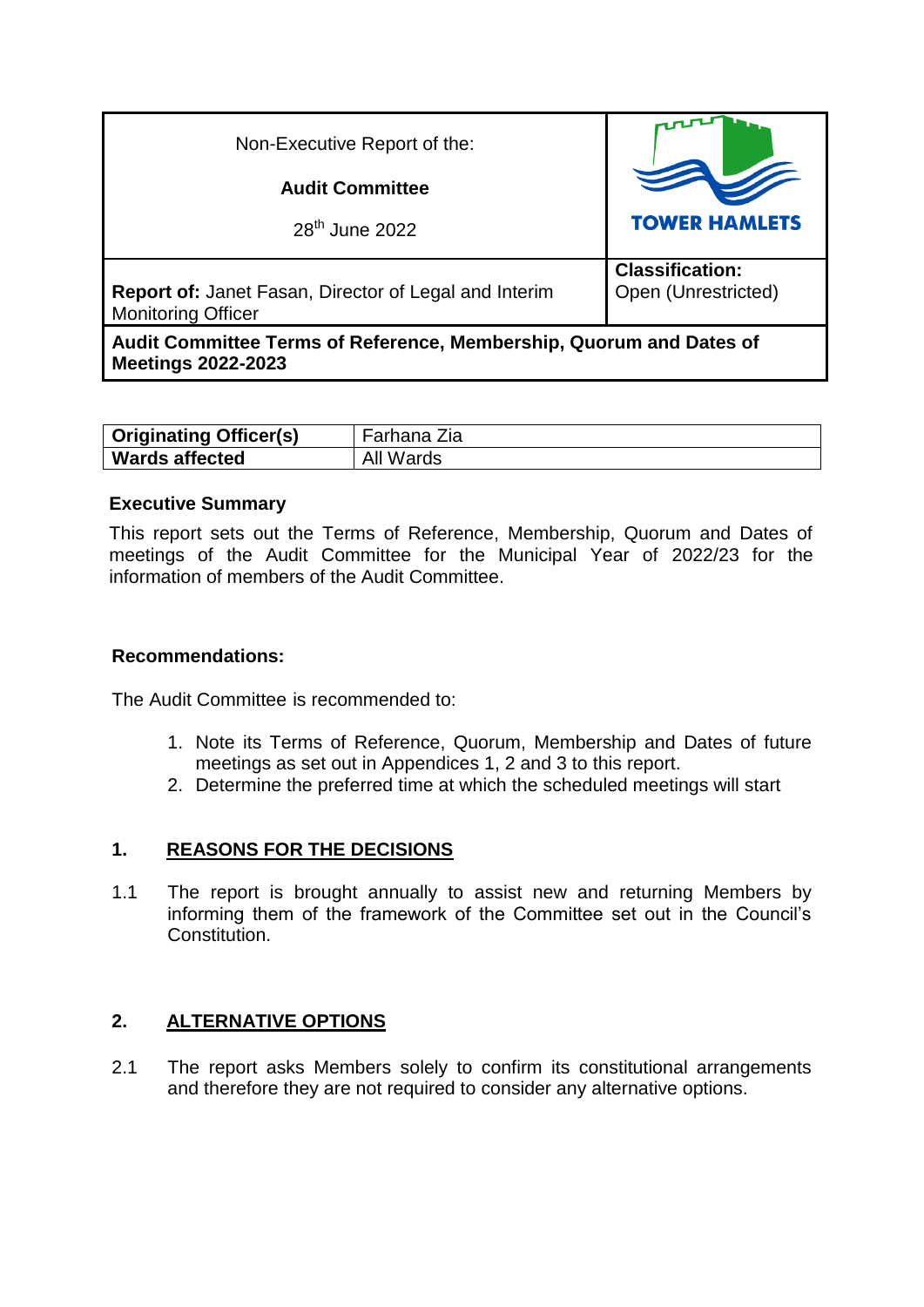| Non-Executive Report of the:<br><br>**Audit Committee**<br><br>28th June 2022 | TOWER HAMLETS |
|---|---|
| **Report of:** Janet Fasan, Director of Legal and Interim Monitoring Officer | **Classification:**<br>Open (Unrestricted) |
| **Audit Committee Terms of Reference, Membership, Quorum and Dates of Meetings 2022-2023** | |

| **Originating Officer(s)** | Farhana Zia |
|---|---|
| **Wards affected** | All Wards |

**Executive Summary**

This report sets out the Terms of Reference, Membership, Quorum and Dates of meetings of the Audit Committee for the Municipal Year of 2022/23 for the information of members of the Audit Committee.

**Recommendations:**

The Audit Committee is recommended to:

1. Note its Terms of Reference, Quorum, Membership and Dates of future meetings as set out in Appendices 1, 2 and 3 to this report.
2. Determine the preferred time at which the scheduled meetings will start

## 1. REASONS FOR THE DECISIONS

1.1 The report is brought annually to assist new and returning Members by informing them of the framework of the Committee set out in the Council's Constitution.

## 2. ALTERNATIVE OPTIONS

2.1 The report asks Members solely to confirm its constitutional arrangements and therefore they are not required to consider any alternative options.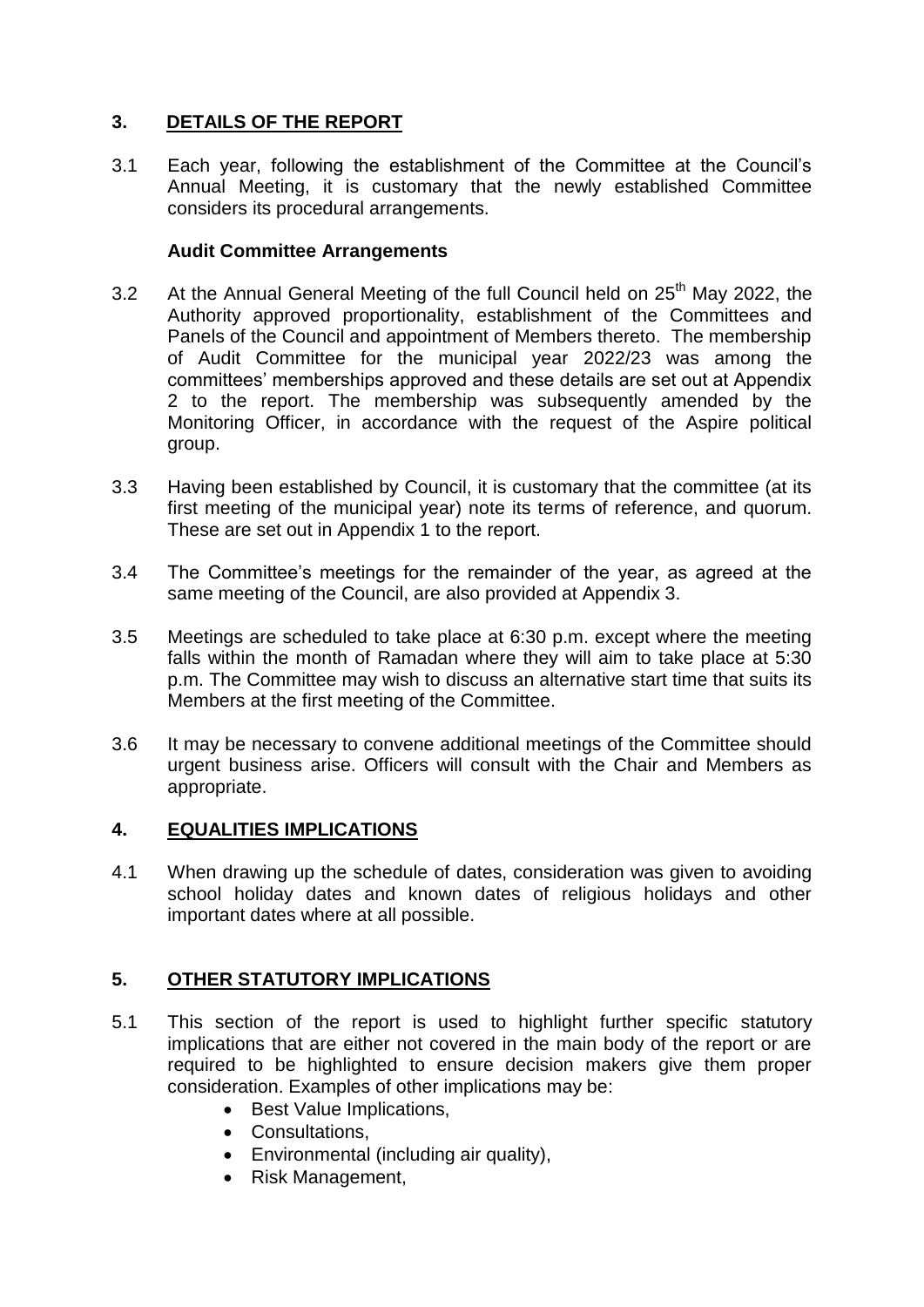## 3. DETAILS OF THE REPORT

3.1 Each year, following the establishment of the Committee at the Council's Annual Meeting, it is customary that the newly established Committee considers its procedural arrangements.

**Audit Committee Arrangements**

3.2 At the Annual General Meeting of the full Council held on 25th May 2022, the Authority approved proportionality, establishment of the Committees and Panels of the Council and appointment of Members thereto. The membership of Audit Committee for the municipal year 2022/23 was among the committees' memberships approved and these details are set out at Appendix 2 to the report. The membership was subsequently amended by the Monitoring Officer, in accordance with the request of the Aspire political group.

3.3 Having been established by Council, it is customary that the committee (at its first meeting of the municipal year) note its terms of reference, and quorum. These are set out in Appendix 1 to the report.

3.4 The Committee's meetings for the remainder of the year, as agreed at the same meeting of the Council, are also provided at Appendix 3.

3.5 Meetings are scheduled to take place at 6:30 p.m. except where the meeting falls within the month of Ramadan where they will aim to take place at 5:30 p.m. The Committee may wish to discuss an alternative start time that suits its Members at the first meeting of the Committee.

3.6 It may be necessary to convene additional meetings of the Committee should urgent business arise. Officers will consult with the Chair and Members as appropriate.

## 4. EQUALITIES IMPLICATIONS

4.1 When drawing up the schedule of dates, consideration was given to avoiding school holiday dates and known dates of religious holidays and other important dates where at all possible.

## 5. OTHER STATUTORY IMPLICATIONS

5.1 This section of the report is used to highlight further specific statutory implications that are either not covered in the main body of the report or are required to be highlighted to ensure decision makers give them proper consideration. Examples of other implications may be:

- Best Value Implications,
- Consultations,
- Environmental (including air quality),
- Risk Management,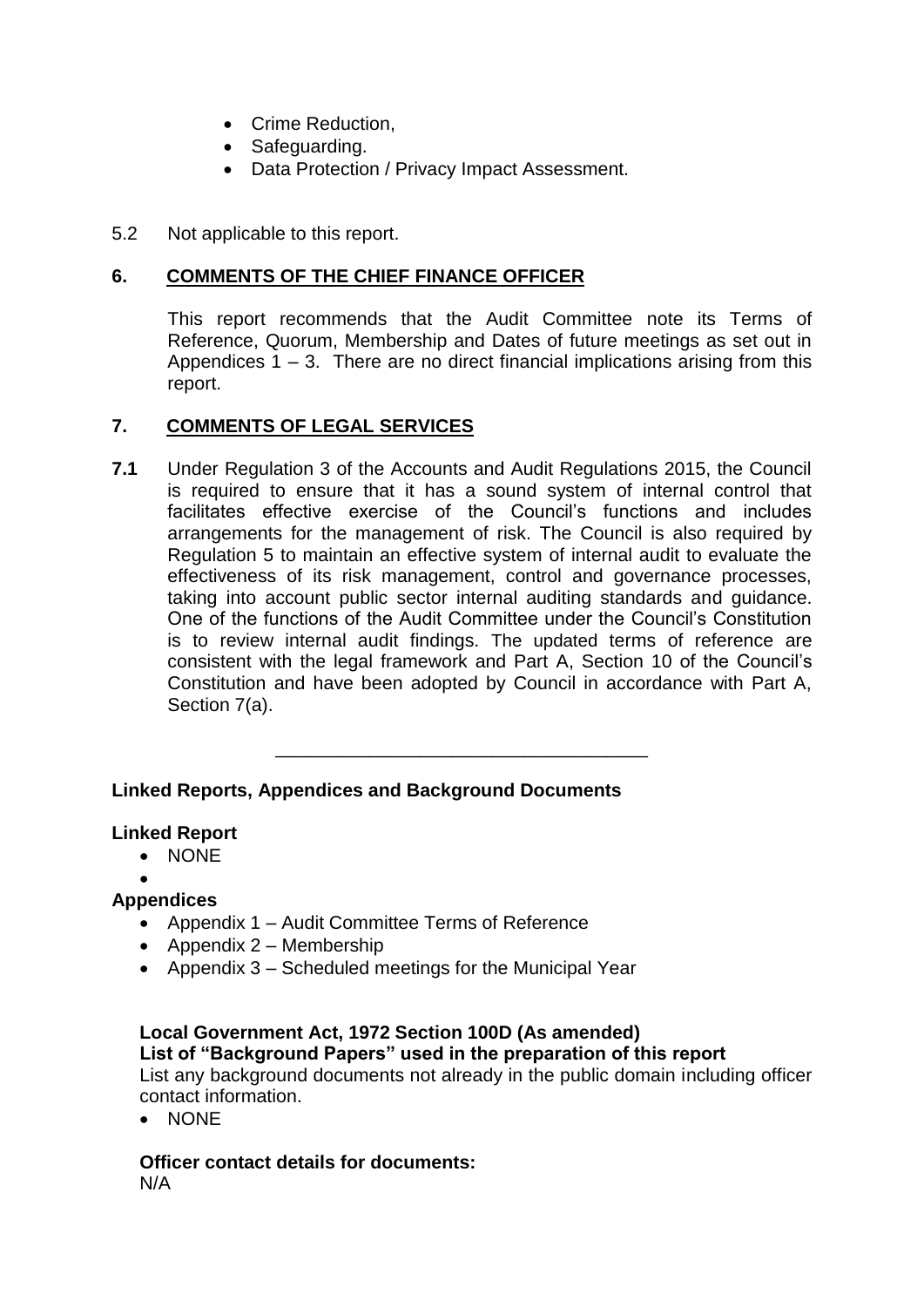- Crime Reduction,
- Safeguarding.
- Data Protection / Privacy Impact Assessment.

5.2 Not applicable to this report.

## 6. COMMENTS OF THE CHIEF FINANCE OFFICER

This report recommends that the Audit Committee note its Terms of Reference, Quorum, Membership and Dates of future meetings as set out in Appendices 1 – 3. There are no direct financial implications arising from this report.

## 7. COMMENTS OF LEGAL SERVICES

**7.1** Under Regulation 3 of the Accounts and Audit Regulations 2015, the Council is required to ensure that it has a sound system of internal control that facilitates effective exercise of the Council's functions and includes arrangements for the management of risk. The Council is also required by Regulation 5 to maintain an effective system of internal audit to evaluate the effectiveness of its risk management, control and governance processes, taking into account public sector internal auditing standards and guidance. One of the functions of the Audit Committee under the Council's Constitution is to review internal audit findings. The updated terms of reference are consistent with the legal framework and Part A, Section 10 of the Council's Constitution and have been adopted by Council in accordance with Part A, Section 7(a).

---

**Linked Reports, Appendices and Background Documents**

**Linked Report**

- NONE
- 

**Appendices**

- Appendix 1 – Audit Committee Terms of Reference
- Appendix 2 – Membership
- Appendix 3 – Scheduled meetings for the Municipal Year

**Local Government Act, 1972 Section 100D (As amended)**
**List of "Background Papers" used in the preparation of this report**
List any background documents not already in the public domain including officer contact information.

- NONE

**Officer contact details for documents:**
N/A